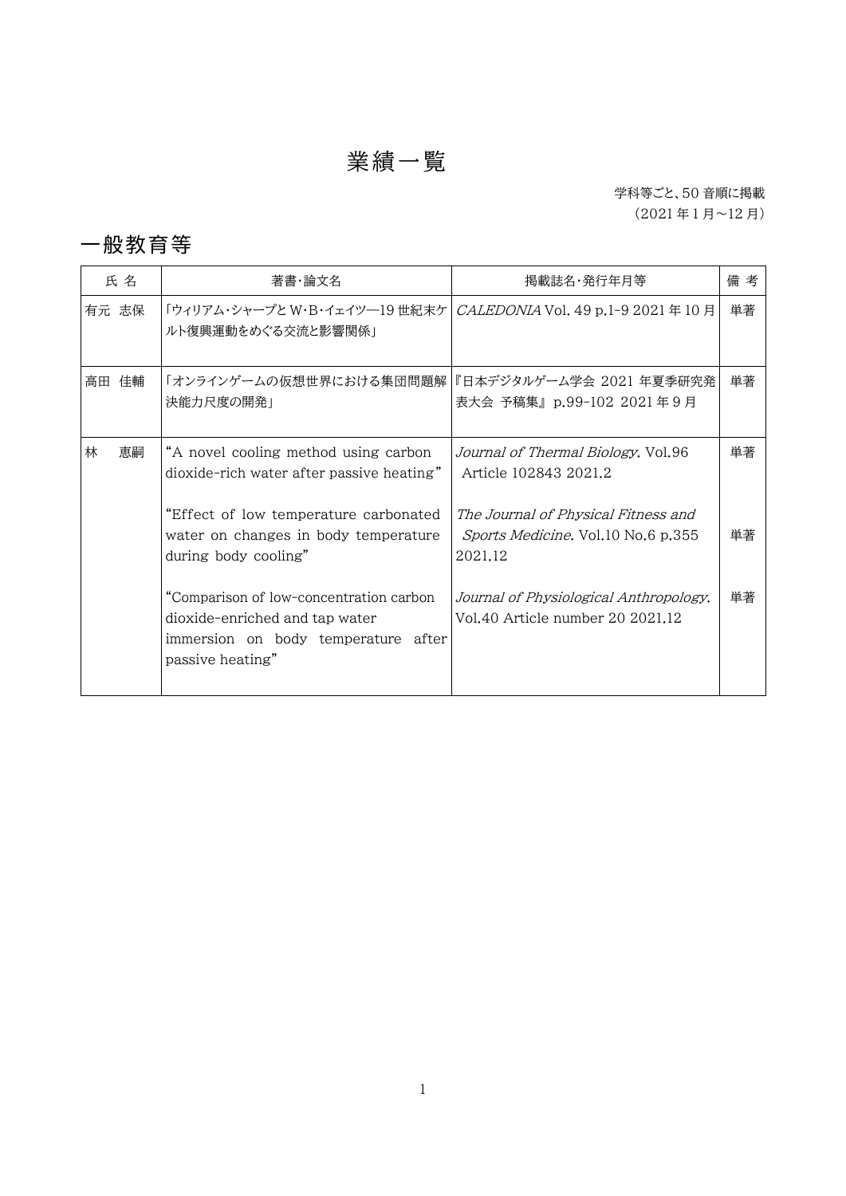# 業績一覧

学科等ごと、50 音順に掲載
（2021 年 1 月～12 月）

## 一般教育等

| 氏 名 | 著書・論文名 | 掲載誌名・発行年月等 | 備 考 |
|---|---|---|---|
| 有元 志保 | 「ウィリアム・シャープと W・B・イェイツ—19 世紀末ケルト復興運動をめぐる交流と影響関係」 | *CALEDONIA* Vol. 49 p.1-9 2021 年 10 月 | 単著 |
| 高田 佳輔 | 「オンラインゲームの仮想世界における集団問題解決能力尺度の開発」 | 『日本デジタルゲーム学会 2021 年夏季研究発表大会 予稿集』 p.99-102 2021 年 9 月 | 単著 |
| 林 恵嗣 | “A novel cooling method using carbon dioxide-rich water after passive heating” | *Journal of Thermal Biology*. Vol.96 Article 102843 2021.2 | 単著 |
| | “Effect of low temperature carbonated water on changes in body temperature during body cooling” | *The Journal of Physical Fitness and Sports Medicine*. Vol.10 No.6 p.355 2021.12 | 単著 |
| | “Comparison of low-concentration carbon dioxide-enriched and tap water immersion on body temperature after passive heating” | *Journal of Physiological Anthropology*. Vol.40 Article number 20 2021.12 | 単著 |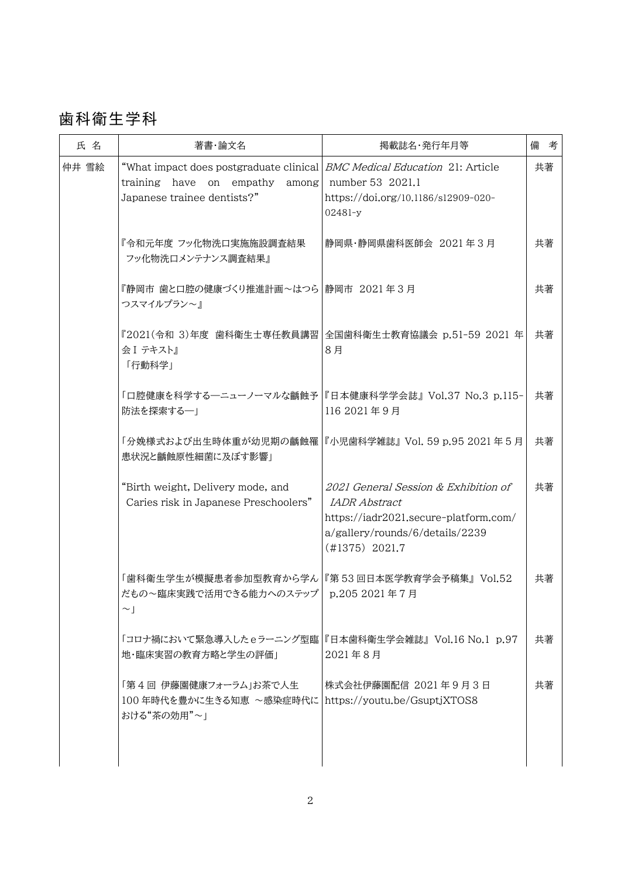# 歯科衛生学科

| 氏 名 | 著書・論文名 | 掲載誌名・発行年月等 | 備 考 |
| --- | --- | --- | --- |
| 仲井 雪絵 | “What impact does postgraduate clinical training have on empathy among Japanese trainee dentists?” | *BMC Medical Education* 21: Article number 53 2021.1 https://doi.org/10.1186/s12909-020-02481-y | 共著 |
| | 『令和元年度 フッ化物洗口実施施設調査結果 フッ化物洗口メンテナンス調査結果』 | 静岡県・静岡県歯科医師会 2021 年 3 月 | 共著 |
| | 『静岡市 歯と口腔の健康づくり推進計画～はつらつスマイルプラン～』 | 静岡市 2021 年 3 月 | 共著 |
| | 『2021(令和 3)年度 歯科衛生士専任教員講習会 I テキスト』 「行動科学」 | 全国歯科衛生士教育協議会 p.51-59 2021 年 8 月 | 共著 |
| | 「口腔健康を科学する―ニューノーマルな齲蝕予防法を探索する―」 | 『日本健康科学学会誌』 Vol.37 No.3 p.115-116 2021 年 9 月 | 共著 |
| | 「分娩様式および出生時体重が幼児期の齲蝕罹患状況と齲蝕原性細菌に及ぼす影響」 | 『小児歯科学雑誌』 Vol. 59 p.95 2021 年 5 月 | 共著 |
| | “Birth weight, Delivery mode, and Caries risk in Japanese Preschoolers” | *2021 General Session & Exhibition of IADR Abstract* https://iadr2021.secure-platform.com/a/gallery/rounds/6/details/2239 (#1375) 2021.7 | 共著 |
| | 「歯科衛生学生が模擬患者参加型教育から学んだもの～臨床実践で活用できる能力へのステップ～」 | 『第 53 回日本医学教育学会予稿集』 Vol.52 p.205 2021 年 7 月 | 共著 |
| | 「コロナ禍において緊急導入したｅラーニング型臨地・臨床実習の教育方略と学生の評価」 | 『日本歯科衛生学会雑誌』 Vol.16 No.1 p.97 2021 年 8 月 | 共著 |
| | 「第 4 回 伊藤園健康フォーラム」お茶で人生 100 年時代を豊かに生きる知恵 ～感染症時代における“茶の効用”～」 | 株式会社伊藤園配信 2021 年 9 月 3 日 https://youtu.be/GsuptjXTOS8 | 共著 |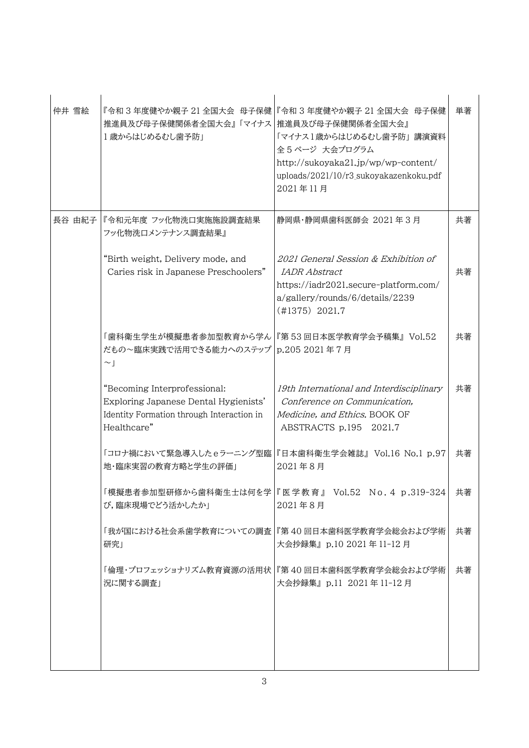| | | | |
|---|---|---|---|
| 仲井 雪絵 | 『令和 3 年度健やか親子 21 全国大会 母子保健推進員及び母子保健関係者全国大会』「マイナス 1 歳からはじめるむし歯予防」 | 『令和 3 年度健やか親子 21 全国大会 母子保健推進員及び母子保健関係者全国大会』「マイナス 1 歳からはじめるむし歯予防」講演資料 全 5 ページ 大会プログラム http://sukoyaka21.jp/wp/wp-content/uploads/2021/10/r3_sukoyakazenkoku.pdf 2021 年 11 月 | 単著 |
| 長谷 由紀子 | 『令和元年度 フッ化物洗口実施施設調査結果 フッ化物洗口メンテナンス調査結果』 | 静岡県・静岡県歯科医師会 2021 年 3 月 | 共著 |
| | “Birth weight, Delivery mode, and Caries risk in Japanese Preschoolers” | *2021 General Session & Exhibition of IADR Abstract* https://iadr2021.secure-platform.com/a/gallery/rounds/6/details/2239 (#1375) 2021.7 | 共著 |
| | 「歯科衛生学生が模擬患者参加型教育から学んだもの～臨床実践で活用できる能力へのステップ～」 | 『第 53 回日本医学教育学会予稿集』 Vol.52 p.205 2021 年 7 月 | 共著 |
| | “Becoming Interprofessional: Exploring Japanese Dental Hygienists' Identity Formation through Interaction in Healthcare” | *19th International and Interdisciplinary Conference on Communication, Medicine, and Ethics.* BOOK OF ABSTRACTS p.195 2021.7 | 共著 |
| | 「コロナ禍において緊急導入した e ラーニング型臨地・臨床実習の教育方略と学生の評価」 | 『日本歯科衛生学会雑誌』 Vol.16 No.1 p.97 2021 年 8 月 | 共著 |
| | 「模擬患者参加型研修から歯科衛生士は何を学び, 臨床現場でどう活かしたか」 | 『医学教育』 Vol.52 No. 4 p.319-324 2021 年 8 月 | 共著 |
| | 「我が国における社会系歯学教育についての調査研究」 | 『第 40 回日本歯科医学教育学会総会および学術大会抄録集』 p.10 2021 年 11-12 月 | 共著 |
| | 「倫理・プロフェッショナリズム教育資源の活用状況に関する調査」 | 『第 40 回日本歯科医学教育学会総会および学術大会抄録集』 p.11 2021 年 11-12 月 | 共著 |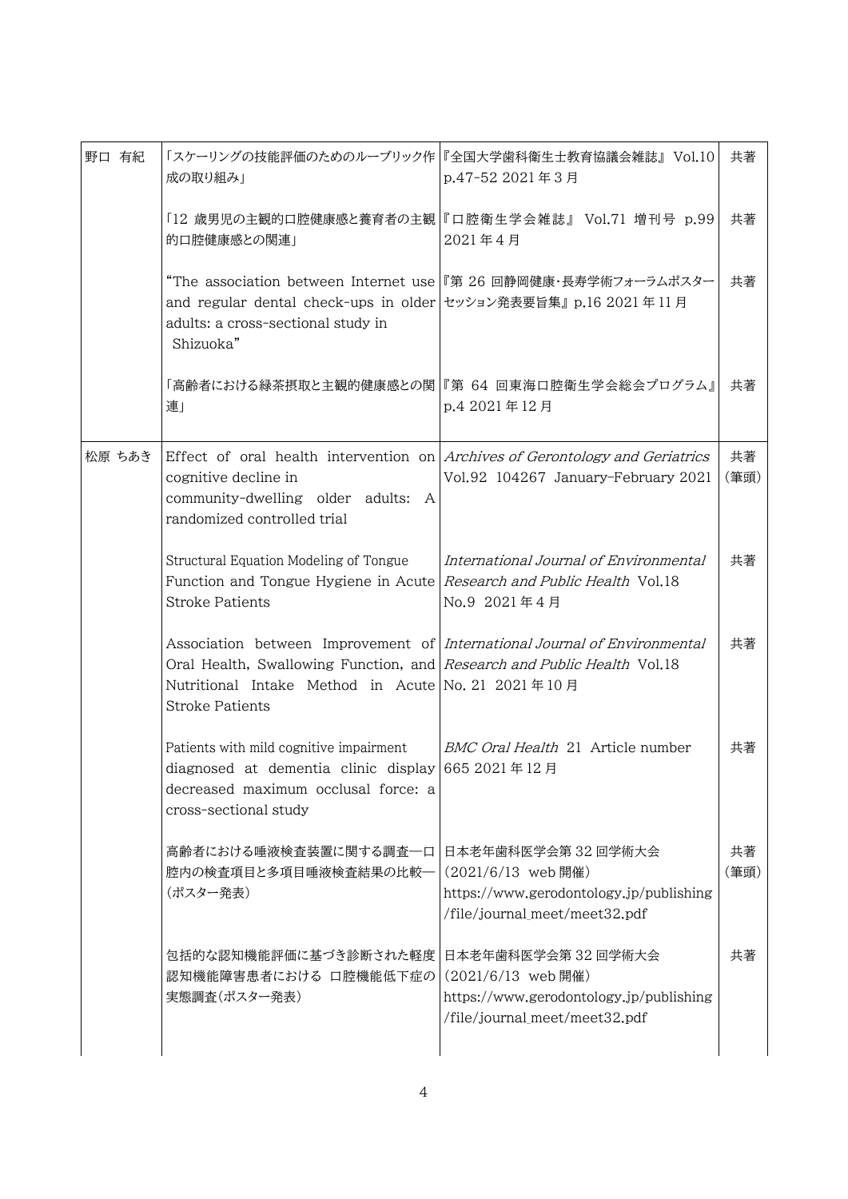| | | | |
|---|---|---|---|
| 野口 有紀 | 「スケーリングの技能評価のためのルーブリック作成の取り組み」 | 『全国大学歯科衛生士教育協議会雑誌』 Vol.10 p.47-52 2021 年 3 月 | 共著 |
| | 「12 歳男児の主観的口腔健康感と養育者の主観的口腔健康感との関連」 | 『口腔衛生学会雑誌』 Vol.71 増刊号 p.99 2021 年 4 月 | 共著 |
| | "The association between Internet use and regular dental check-ups in older adults: a cross-sectional study in Shizuoka" | 『第 26 回静岡健康・長寿学術フォーラムポスターセッション発表要旨集』 p.16 2021 年 11 月 | 共著 |
| | 「高齢者における緑茶摂取と主観的健康感との関連」 | 『第 64 回東海口腔衛生学会総会プログラム』 p.4 2021 年 12 月 | 共著 |
| 松原 ちあき | Effect of oral health intervention on cognitive decline in community-dwelling older adults: A randomized controlled trial | *Archives of Gerontology and Geriatrics* Vol.92 104267 January-February 2021 | 共著（筆頭） |
| | Structural Equation Modeling of Tongue Function and Tongue Hygiene in Acute Stroke Patients | *International Journal of Environmental Research and Public Health* Vol.18 No.9 2021 年 4 月 | 共著 |
| | Association between Improvement of Oral Health, Swallowing Function, and Nutritional Intake Method in Acute Stroke Patients | *International Journal of Environmental Research and Public Health* Vol.18 No. 21 2021 年 10 月 | 共著 |
| | Patients with mild cognitive impairment diagnosed at dementia clinic display decreased maximum occlusal force: a cross-sectional study | *BMC Oral Health* 21 Article number 665 2021 年 12 月 | 共著 |
| | 高齢者における唾液検査装置に関する調査—口腔内の検査項目と多項目唾液検査結果の比較—（ポスター発表） | 日本老年歯科医学会第 32 回学術大会（2021/6/13 web 開催） https://www.gerodontology.jp/publishing/file/journal_meet/meet32.pdf | 共著（筆頭） |
| | 包括的な認知機能評価に基づき診断された軽度認知機能障害患者における 口腔機能低下症の実態調査（ポスター発表） | 日本老年歯科医学会第 32 回学術大会（2021/6/13 web 開催） https://www.gerodontology.jp/publishing/file/journal_meet/meet32.pdf | 共著 |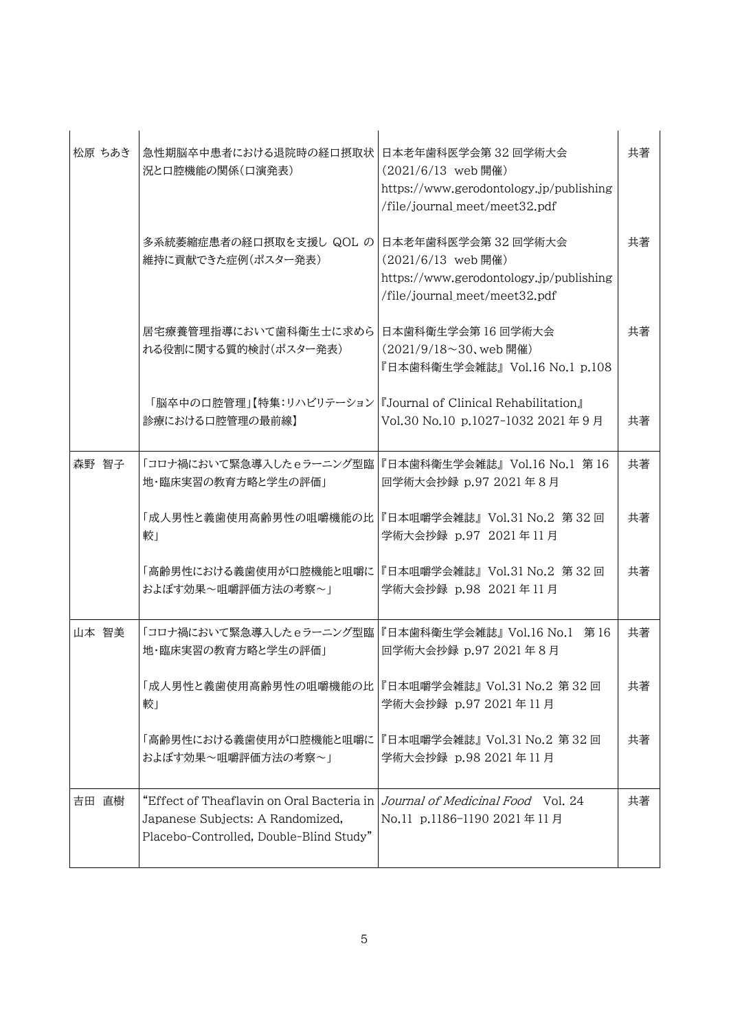| | | | |
|---|---|---|---|
| 松原 ちあき | 急性期脳卒中患者における退院時の経口摂取状況と口腔機能の関係(口演発表) | 日本老年歯科医学会第 32 回学術大会 (2021/6/13 web 開催) https://www.gerodontology.jp/publishing/file/journal_meet/meet32.pdf | 共著 |
| | 多系統萎縮症患者の経口摂取を支援し QOL の維持に貢献できた症例(ポスター発表) | 日本老年歯科医学会第 32 回学術大会 (2021/6/13 web 開催) https://www.gerodontology.jp/publishing/file/journal_meet/meet32.pdf | 共著 |
| | 居宅療養管理指導において歯科衛生士に求められる役割に関する質的検討(ポスター発表) | 日本歯科衛生学会第 16 回学術大会 (2021/9/18～30、web 開催) 『日本歯科衛生学会雑誌』 Vol.16 No.1 p.108 | 共著 |
| | 「脳卒中の口腔管理」【特集:リハビリテーション診療における口腔管理の最前線】 | 『Journal of Clinical Rehabilitation』 Vol.30 No.10 p.1027-1032 2021 年 9 月 | 共著 |
| 森野 智子 | 「コロナ禍において緊急導入したｅラーニング型臨地・臨床実習の教育方略と学生の評価」 | 『日本歯科衛生学会雑誌』 Vol.16 No.1 第 16 回学術大会抄録 p.97 2021 年 8 月 | 共著 |
| | 「成人男性と義歯使用高齢男性の咀嚼機能の比較」 | 『日本咀嚼学会雑誌』 Vol.31 No.2 第 32 回学術大会抄録 p.97 2021 年 11 月 | 共著 |
| | 「高齢男性における義歯使用が口腔機能と咀嚼におよぼす効果～咀嚼評価方法の考察～」 | 『日本咀嚼学会雑誌』 Vol.31 No.2 第 32 回学術大会抄録 p.98 2021 年 11 月 | 共著 |
| 山本 智美 | 「コロナ禍において緊急導入したｅラーニング型臨地・臨床実習の教育方略と学生の評価」 | 『日本歯科衛生学会雑誌』Vol.16 No.1 第 16 回学術大会抄録 p.97 2021 年 8 月 | 共著 |
| | 「成人男性と義歯使用高齢男性の咀嚼機能の比較」 | 『日本咀嚼学会雑誌』Vol.31 No.2 第 32 回学術大会抄録 p.97 2021 年 11 月 | 共著 |
| | 「高齢男性における義歯使用が口腔機能と咀嚼におよぼす効果～咀嚼評価方法の考察～」 | 『日本咀嚼学会雑誌』Vol.31 No.2 第 32 回学術大会抄録 p.98 2021 年 11 月 | 共著 |
| 吉田 直樹 | "Effect of Theaflavin on Oral Bacteria in Japanese Subjects: A Randomized, Placebo-Controlled, Double-Blind Study" | *Journal of Medicinal Food* Vol. 24 No.11 p.1186-1190 2021 年 11 月 | 共著 |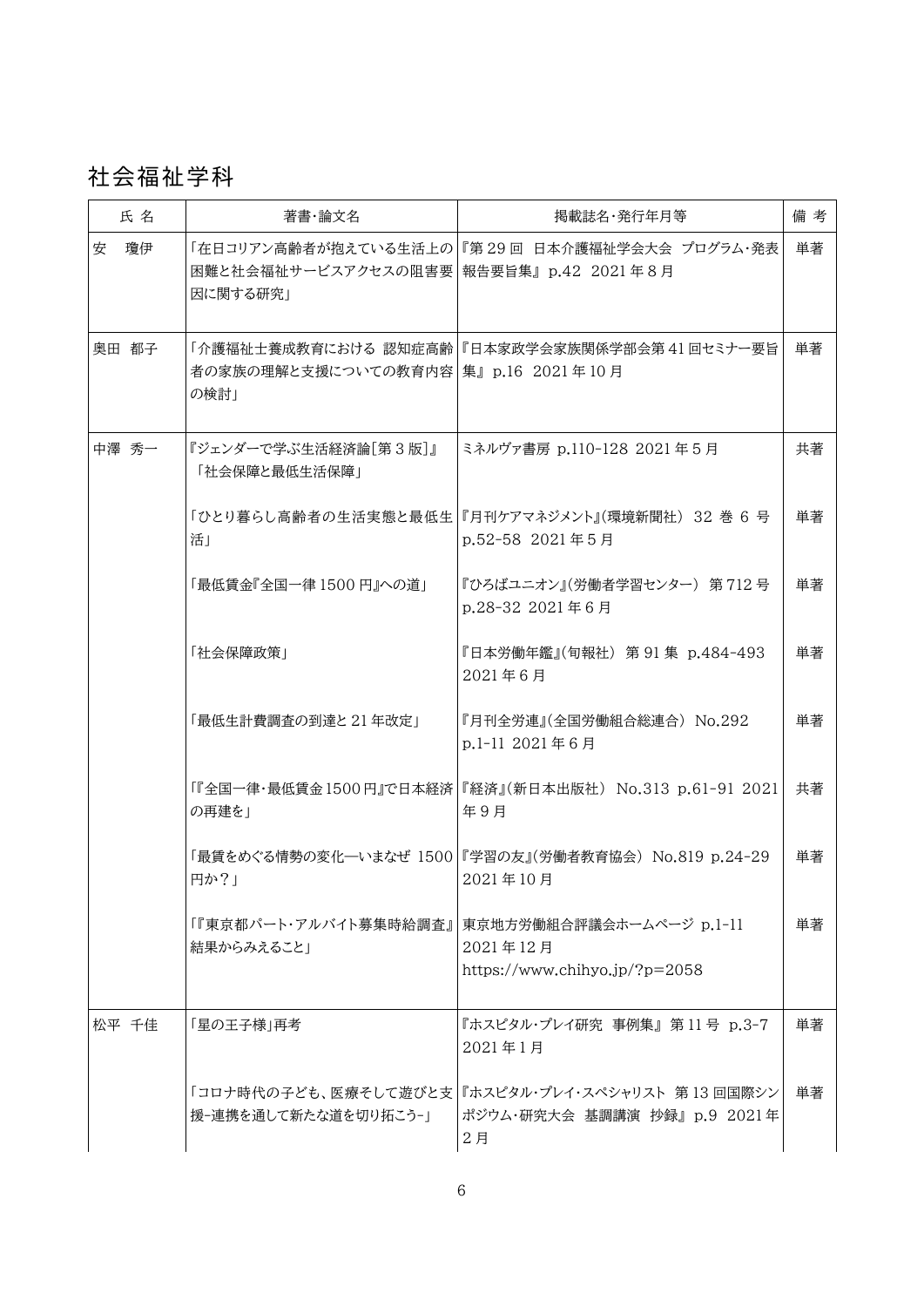# 社会福祉学科

| 氏 名 | 著書･論文名 | 掲載誌名･発行年月等 | 備 考 |
|---|---|---|---|
| 安　瓊伊 | 「在日コリアン高齢者が抱えている生活上の困難と社会福祉サービスアクセスの阻害要因に関する研究」 | 『第 29 回 日本介護福祉学会大会 プログラム･発表報告要旨集』 p.42 2021 年 8 月 | 単著 |
| 奥田 都子 | 「介護福祉士養成教育における 認知症高齢者の家族の理解と支援についての教育内容の検討」 | 『日本家政学会家族関係学部会第 41 回セミナー要旨集』 p.16 2021 年 10 月 | 単著 |
| 中澤 秀一 | 『ジェンダーで学ぶ生活経済論[第 3 版]』「社会保障と最低生活保障」 | ミネルヴァ書房 p.110-128 2021 年 5 月 | 共著 |
| | 「ひとり暮らし高齢者の生活実態と最低生活」 | 『月刊ケアマネジメント』(環境新聞社) 32 巻 6 号 p.52-58 2021 年 5 月 | 単著 |
| | 「最低賃金『全国一律 1500 円』への道」 | 『ひろばユニオン』(労働者学習センター) 第 712 号 p.28-32 2021 年 6 月 | 単著 |
| | 「社会保障政策」 | 『日本労働年鑑』(旬報社) 第 91 集 p.484-493 2021 年 6 月 | 単著 |
| | 「最低生計費調査の到達と 21 年改定」 | 『月刊全労連』(全国労働組合総連合) No.292 p.1-11 2021 年 6 月 | 単著 |
| | 「『全国一律･最低賃金 1500 円』で日本経済の再建を」 | 『経済』(新日本出版社) No.313 p.61-91 2021 年 9 月 | 共著 |
| | 「最賃をめぐる情勢の変化―いまなぜ 1500 円か？」 | 『学習の友』(労働者教育協会) No.819 p.24-29 2021 年 10 月 | 単著 |
| | 「『東京都パート･アルバイト募集時給調査』結果からみえること」 | 東京地方労働組合評議会ホームページ p.1-11 2021 年 12 月 https://www.chihyo.jp/?p=2058 | 単著 |
| 松平 千佳 | 「星の王子様」再考 | 『ホスピタル･プレイ研究 事例集』 第 11 号 p.3-7 2021 年 1 月 | 単著 |
| | 「コロナ時代の子ども、医療そして遊びと支援-連携を通して新たな道を切り拓こう-」 | 『ホスピタル･プレイ･スペシャリスト 第 13 回国際シンポジウム･研究大会 基調講演 抄録』 p.9 2021 年 2 月 | 単著 |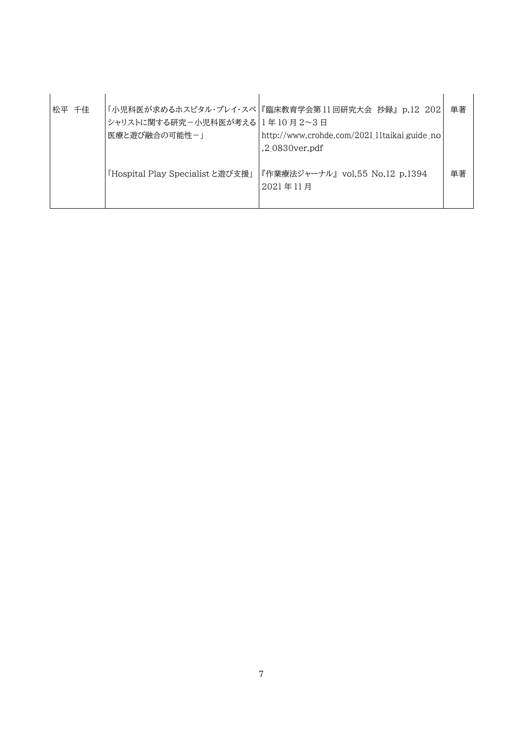| | | | |
|---|---|---|---|
| 松平 千佳 | 「小児科医が求めるホスピタル・プレイ・スペシャリストに関する研究－小児科医が考える医療と遊び融合の可能性－」 | 『臨床教育学会第11回研究大会 抄録』p.12 2021年10月2～3日 http://www.crohde.com/2021_11taikai_guide_no.2_0830ver.pdf | 単著 |
| | 「Hospital Play Specialistと遊び支援」 | 『作業療法ジャーナル』vol.55 No.12 p.1394 2021年11月 | 単著 |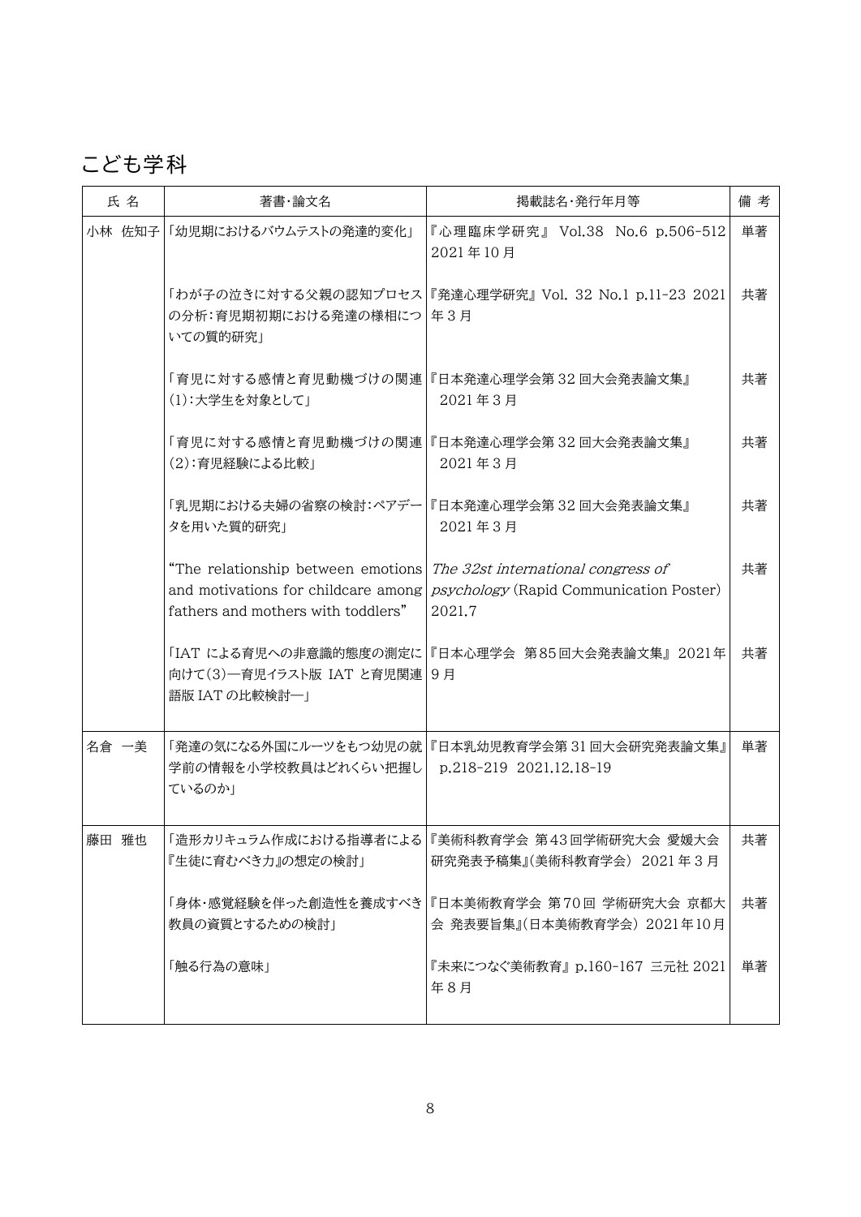# こども学科

| 氏 名 | 著書・論文名 | 掲載誌名・発行年月等 | 備 考 |
| --- | --- | --- | --- |
| 小林 佐知子 | 「幼児期におけるバウムテストの発達的変化」 | 『心理臨床学研究』 Vol.38 No.6 p.506-512 2021 年 10 月 | 単著 |
| | 「わが子の泣きに対する父親の認知プロセスの分析：育児期初期における発達の様相についての質的研究」 | 『発達心理学研究』Vol. 32 No.1 p.11-23 2021 年 3 月 | 共著 |
| | 「育児に対する感情と育児動機づけの関連(1)：大学生を対象として」 | 『日本発達心理学会第 32 回大会発表論文集』 2021 年 3 月 | 共著 |
| | 「育児に対する感情と育児動機づけの関連(2)：育児経験による比較」 | 『日本発達心理学会第 32 回大会発表論文集』 2021 年 3 月 | 共著 |
| | 「乳児期における夫婦の省察の検討：ペアデータを用いた質的研究」 | 『日本発達心理学会第 32 回大会発表論文集』 2021 年 3 月 | 共著 |
| | “The relationship between emotions and motivations for childcare among fathers and mothers with toddlers” | *The 32st international congress of psychology* (Rapid Communication Poster) 2021.7 | 共著 |
| | 「IAT による育児への非意識的態度の測定に向けて(3)―育児イラスト版 IAT と育児関連語版 IAT の比較検討―」 | 『日本心理学会 第85回大会発表論文集』 2021年 9 月 | 共著 |
| 名倉 一美 | 「発達の気になる外国にルーツをもつ幼児の就学前の情報を小学校教員はどれくらい把握しているのか」 | 『日本乳幼児教育学会第 31 回大会研究発表論文集』 p.218-219 2021.12.18-19 | 単著 |
| 藤田 雅也 | 「造形カリキュラム作成における指導者による『生徒に育むべき力』の想定の検討」 | 『美術科教育学会 第43回学術研究大会 愛媛大会研究発表予稿集』(美術科教育学会) 2021 年 3 月 | 共著 |
| | 「身体・感覚経験を伴った創造性を養成すべき教員の資質とするための検討」 | 『日本美術教育学会 第70回 学術研究大会 京都大会 発表要旨集』(日本美術教育学会) 2021年10月 | 共著 |
| | 「触る行為の意味」 | 『未来につなぐ美術教育』 p.160-167 三元社 2021 年 8 月 | 単著 |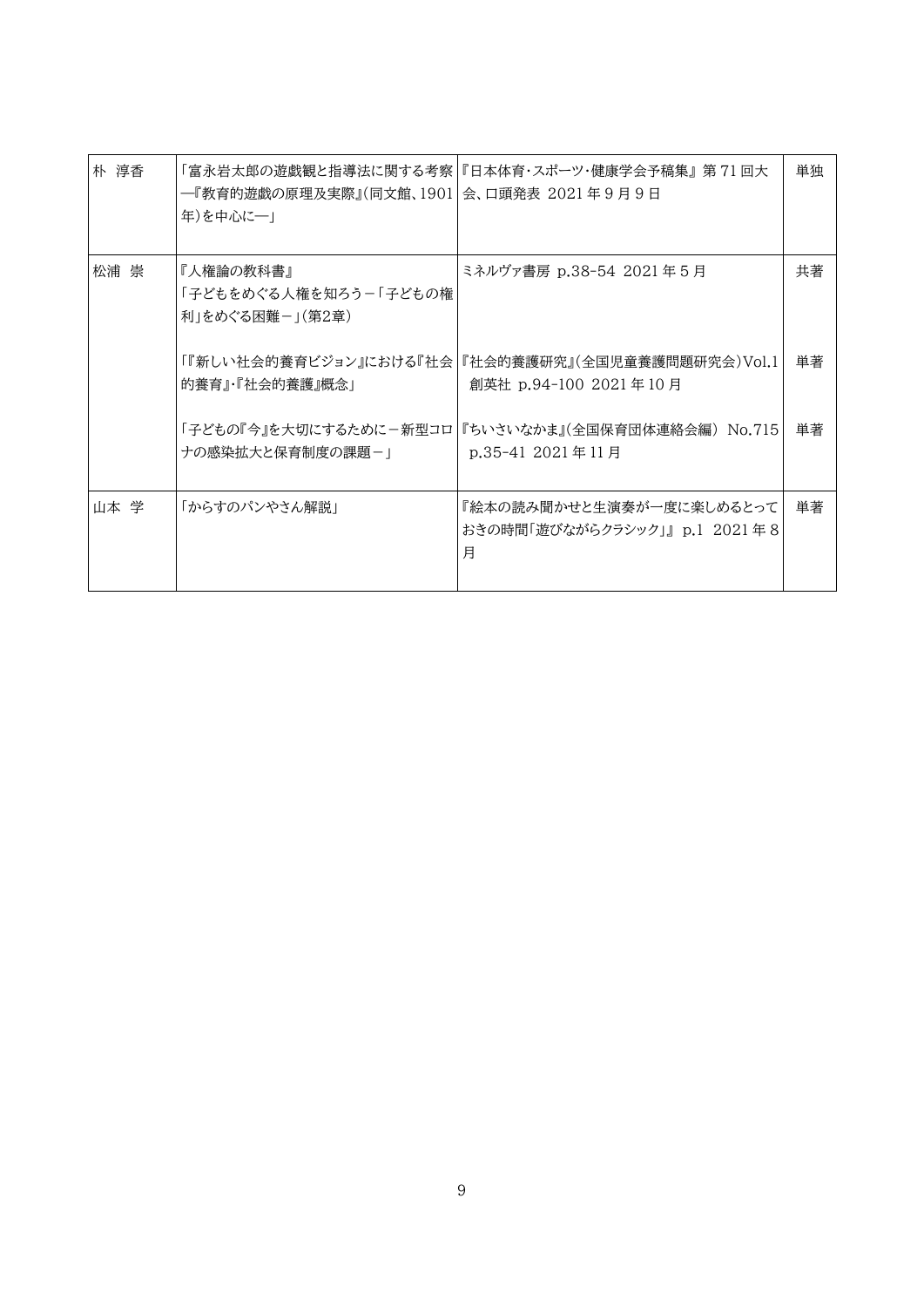| | | | |
|---|---|---|---|
| 朴 淳香 | 「富永岩太郎の遊戯観と指導法に関する考察―『教育的遊戯の原理及実際』(同文館、1901年)を中心に―」 | 『日本体育・スポーツ・健康学会予稿集』第 71 回大会、口頭発表 2021 年 9 月 9 日 | 単独 |
| 松浦 崇 | 『人権論の教科書』<br>「子どもをめぐる人権を知ろう－「子どもの権利」をめぐる困難－」(第2章) | ミネルヴァ書房 p.38-54 2021 年 5 月 | 共著 |
| | 「『新しい社会的養育ビジョン』における『社会的養育』・『社会的養護』概念」 | 『社会的養護研究』(全国児童養護問題研究会)Vol.1 創英社 p.94-100 2021 年 10 月 | 単著 |
| | 「子どもの『今』を大切にするために－新型コロナの感染拡大と保育制度の課題－」 | 『ちいさいなかま』(全国保育団体連絡会編) No.715 p.35-41 2021 年 11 月 | 単著 |
| 山本 学 | 「からすのパンやさん解説」 | 『絵本の読み聞かせと生演奏が一度に楽しめるとっておきの時間「遊びながらクラシック」』 p.1 2021 年 8 月 | 単著 |